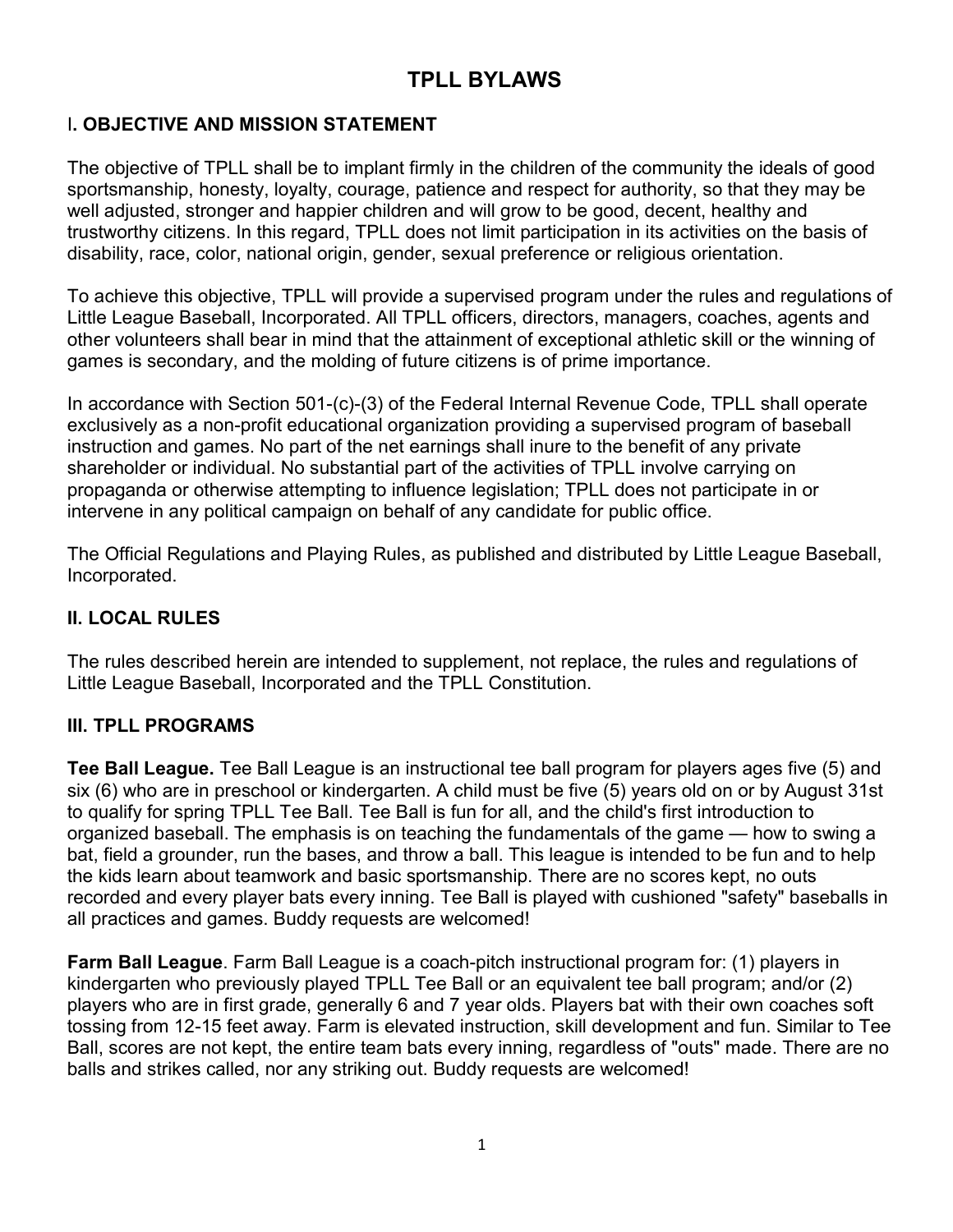# TPLL BYLAWS

## I. OBJECTIVE AND MISSION STATEMENT

The objective of TPLL shall be to implant firmly in the children of the community the ideals of good sportsmanship, honesty, loyalty, courage, patience and respect for authority, so that they may be well adjusted, stronger and happier children and will grow to be good, decent, healthy and trustworthy citizens. In this regard, TPLL does not limit participation in its activities on the basis of disability, race, color, national origin, gender, sexual preference or religious orientation.

To achieve this objective, TPLL will provide a supervised program under the rules and regulations of Little League Baseball, Incorporated. All TPLL officers, directors, managers, coaches, agents and other volunteers shall bear in mind that the attainment of exceptional athletic skill or the winning of games is secondary, and the molding of future citizens is of prime importance.

In accordance with Section 501-(c)-(3) of the Federal Internal Revenue Code, TPLL shall operate exclusively as a non-profit educational organization providing a supervised program of baseball instruction and games. No part of the net earnings shall inure to the benefit of any private shareholder or individual. No substantial part of the activities of TPLL involve carrying on propaganda or otherwise attempting to influence legislation; TPLL does not participate in or intervene in any political campaign on behalf of any candidate for public office.

The Official Regulations and Playing Rules, as published and distributed by Little League Baseball, Incorporated.

## II. LOCAL RULES

The rules described herein are intended to supplement, not replace, the rules and regulations of Little League Baseball, Incorporated and the TPLL Constitution.

## III. TPLL PROGRAMS

**Tee Ball League.** Tee Ball League is an instructional tee ball program for players ages five (5) and six (6) who are in preschool or kindergarten. A child must be five (5) years old on or by August 31st to qualify for spring TPLL Tee Ball. Tee Ball is fun for all, and the child's first introduction to organized baseball. The emphasis is on teaching the fundamentals of the game — how to swing a bat, field a grounder, run the bases, and throw a ball. This league is intended to be fun and to help the kids learn about teamwork and basic sportsmanship. There are no scores kept, no outs recorded and every player bats every inning. Tee Ball is played with cushioned "safety" baseballs in all practices and games. Buddy requests are welcomed!

**Farm Ball League**. Farm Ball League is a coach-pitch instructional program for: (1) players in kindergarten who previously played TPLL Tee Ball or an equivalent tee ball program; and/or (2) players who are in first grade, generally 6 and 7 year olds. Players bat with their own coaches soft tossing from 12-15 feet away. Farm is elevated instruction, skill development and fun. Similar to Tee Ball, scores are not kept, the entire team bats every inning, regardless of "outs" made. There are no balls and strikes called, nor any striking out. Buddy requests are welcomed!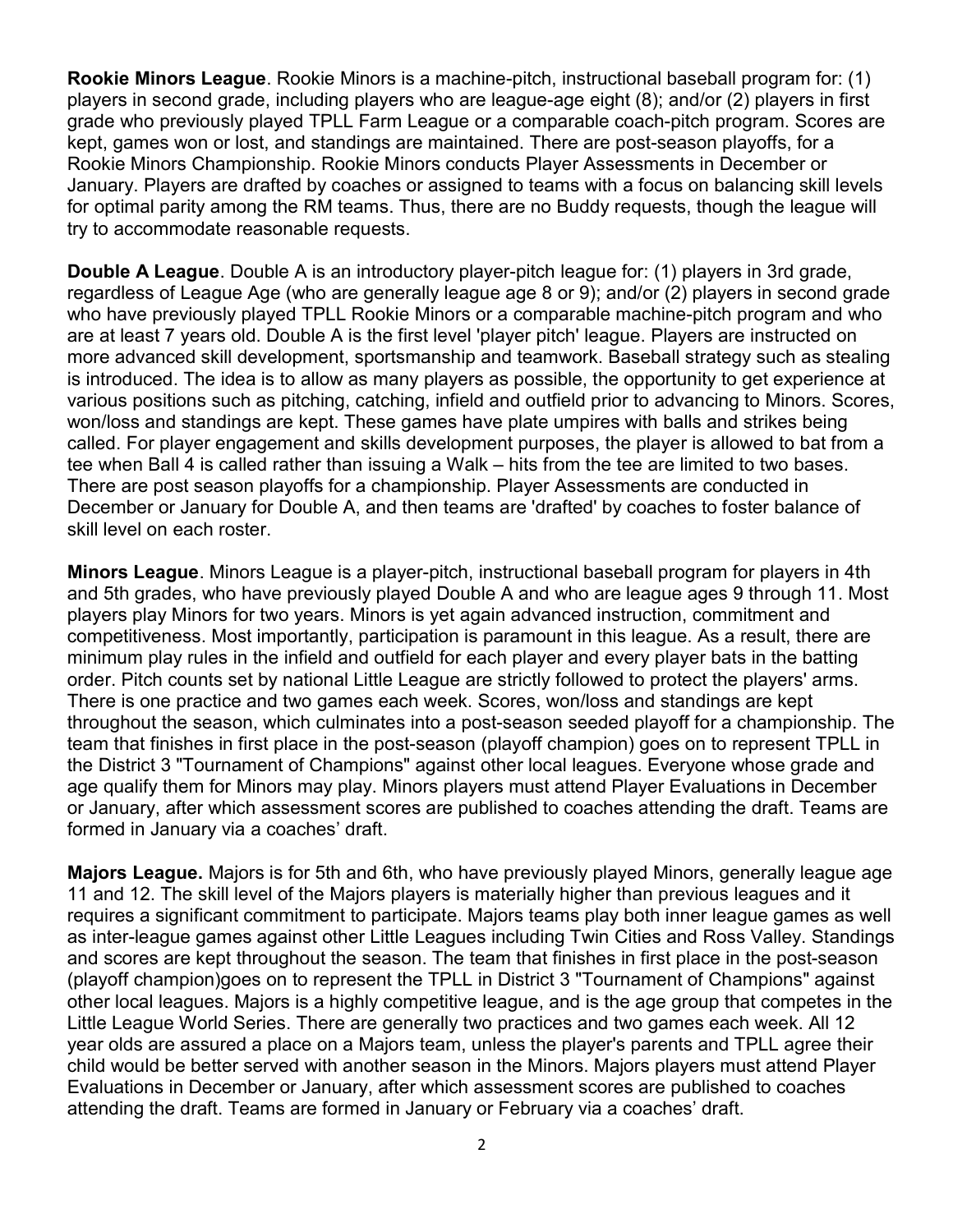**Rookie Minors League**. Rookie Minors is a machine-pitch, instructional baseball program for: (1) players in second grade, including players who are league-age eight (8); and/or (2) players in first grade who previously played TPLL Farm League or a comparable coach-pitch program. Scores are kept, games won or lost, and standings are maintained. There are post-season playoffs, for a Rookie Minors Championship. Rookie Minors conducts Player Assessments in December or January. Players are drafted by coaches or assigned to teams with a focus on balancing skill levels for optimal parity among the RM teams. Thus, there are no Buddy requests, though the league will try to accommodate reasonable requests.

**Double A League**. Double A is an introductory player-pitch league for: (1) players in 3rd grade, regardless of League Age (who are generally league age 8 or 9); and/or (2) players in second grade who have previously played TPLL Rookie Minors or a comparable machine-pitch program and who are at least 7 years old. Double A is the first level 'player pitch' league. Players are instructed on more advanced skill development, sportsmanship and teamwork. Baseball strategy such as stealing is introduced. The idea is to allow as many players as possible, the opportunity to get experience at various positions such as pitching, catching, infield and outfield prior to advancing to Minors. Scores, won/loss and standings are kept. These games have plate umpires with balls and strikes being called. For player engagement and skills development purposes, the player is allowed to bat from a tee when Ball 4 is called rather than issuing a Walk – hits from the tee are limited to two bases. There are post season playoffs for a championship. Player Assessments are conducted in December or January for Double A, and then teams are 'drafted' by coaches to foster balance of skill level on each roster.

**Minors League**. Minors League is a player-pitch, instructional baseball program for players in 4th and 5th grades, who have previously played Double A and who are league ages 9 through 11. Most players play Minors for two years. Minors is yet again advanced instruction, commitment and competitiveness. Most importantly, participation is paramount in this league. As a result, there are minimum play rules in the infield and outfield for each player and every player bats in the batting order. Pitch counts set by national Little League are strictly followed to protect the players' arms. There is one practice and two games each week. Scores, won/loss and standings are kept throughout the season, which culminates into a post-season seeded playoff for a championship. The team that finishes in first place in the post-season (playoff champion) goes on to represent TPLL in the District 3 "Tournament of Champions" against other local leagues. Everyone whose grade and age qualify them for Minors may play. Minors players must attend Player Evaluations in December or January, after which assessment scores are published to coaches attending the draft. Teams are formed in January via a coaches' draft.

**Majors League.** Majors is for 5th and 6th, who have previously played Minors, generally league age 11 and 12. The skill level of the Majors players is materially higher than previous leagues and it requires a significant commitment to participate. Majors teams play both inner league games as well as inter-league games against other Little Leagues including Twin Cities and Ross Valley. Standings and scores are kept throughout the season. The team that finishes in first place in the post-season (playoff champion)goes on to represent the TPLL in District 3 "Tournament of Champions" against other local leagues. Majors is a highly competitive league, and is the age group that competes in the Little League World Series. There are generally two practices and two games each week. All 12 year olds are assured a place on a Majors team, unless the player's parents and TPLL agree their child would be better served with another season in the Minors. Majors players must attend Player Evaluations in December or January, after which assessment scores are published to coaches attending the draft. Teams are formed in January or February via a coaches' draft.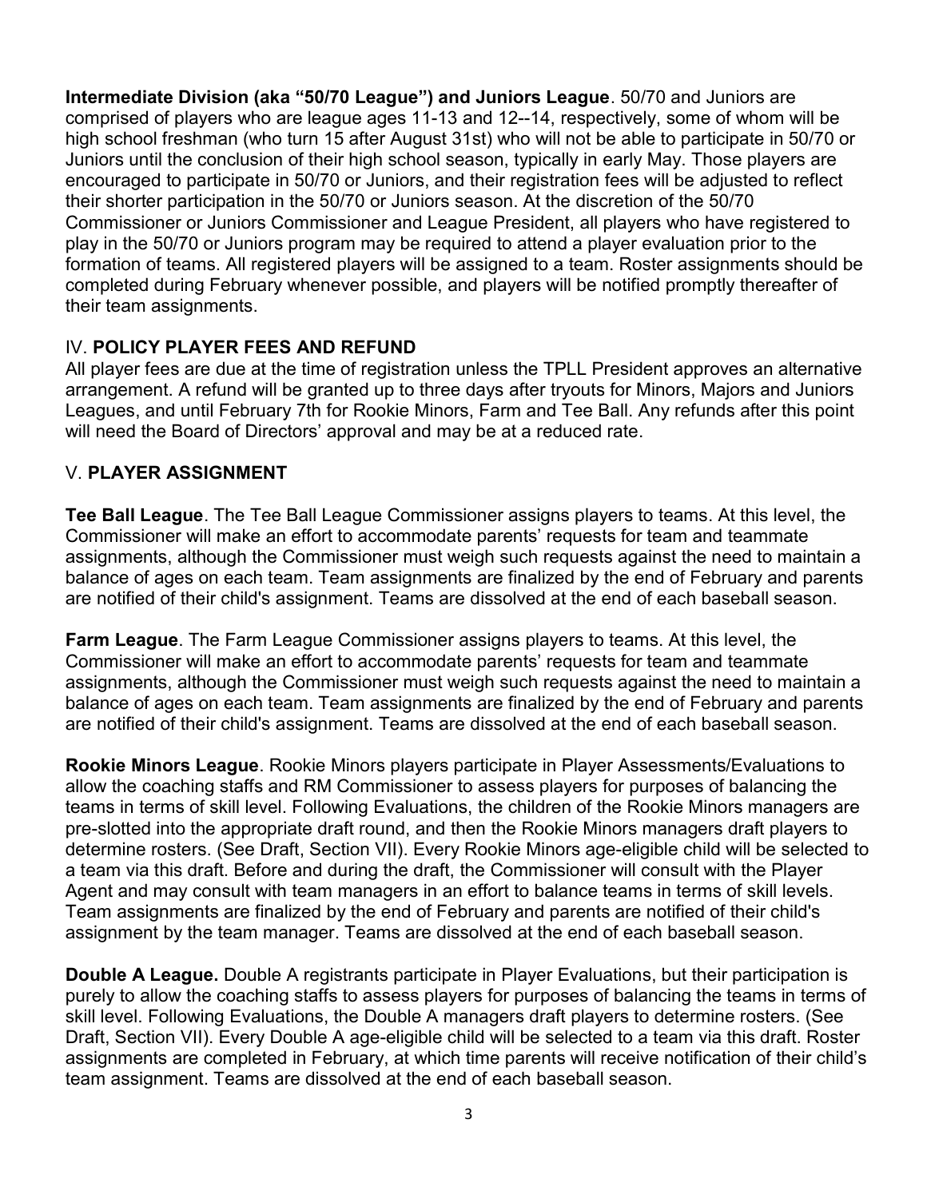**Intermediate Division (aka "50/70 League") and Juniors League**. 50/70 and Juniors are comprised of players who are league ages 11-13 and 12--14, respectively, some of whom will be high school freshman (who turn 15 after August 31st) who will not be able to participate in 50/70 or Juniors until the conclusion of their high school season, typically in early May. Those players are encouraged to participate in 50/70 or Juniors, and their registration fees will be adjusted to reflect their shorter participation in the 50/70 or Juniors season. At the discretion of the 50/70 Commissioner or Juniors Commissioner and League President, all players who have registered to play in the 50/70 or Juniors program may be required to attend a player evaluation prior to the formation of teams. All registered players will be assigned to a team. Roster assignments should be completed during February whenever possible, and players will be notified promptly thereafter of their team assignments.

## IV. **POLICY PLAYER FEES AND REFUND**

All player fees are due at the time of registration unless the TPLL President approves an alternative arrangement. A refund will be granted up to three days after tryouts for Minors, Majors and Juniors Leagues, and until February 7th for Rookie Minors, Farm and Tee Ball. Any refunds after this point will need the Board of Directors' approval and may be at a reduced rate.

## V. **PLAYER ASSIGNMENT**

**Tee Ball League**. The Tee Ball League Commissioner assigns players to teams. At this level, the Commissioner will make an effort to accommodate parents' requests for team and teammate assignments, although the Commissioner must weigh such requests against the need to maintain a balance of ages on each team. Team assignments are finalized by the end of February and parents are notified of their child's assignment. Teams are dissolved at the end of each baseball season.

**Farm League**. The Farm League Commissioner assigns players to teams. At this level, the Commissioner will make an effort to accommodate parents' requests for team and teammate assignments, although the Commissioner must weigh such requests against the need to maintain a balance of ages on each team. Team assignments are finalized by the end of February and parents are notified of their child's assignment. Teams are dissolved at the end of each baseball season.

**Rookie Minors League**. Rookie Minors players participate in Player Assessments/Evaluations to allow the coaching staffs and RM Commissioner to assess players for purposes of balancing the teams in terms of skill level. Following Evaluations, the children of the Rookie Minors managers are pre-slotted into the appropriate draft round, and then the Rookie Minors managers draft players to determine rosters. (See Draft, Section VII). Every Rookie Minors age-eligible child will be selected to a team via this draft. Before and during the draft, the Commissioner will consult with the Player Agent and may consult with team managers in an effort to balance teams in terms of skill levels. Team assignments are finalized by the end of February and parents are notified of their child's assignment by the team manager. Teams are dissolved at the end of each baseball season.

**Double A League.** Double A registrants participate in Player Evaluations, but their participation is purely to allow the coaching staffs to assess players for purposes of balancing the teams in terms of skill level. Following Evaluations, the Double A managers draft players to determine rosters. (See Draft, Section VII). Every Double A age-eligible child will be selected to a team via this draft. Roster assignments are completed in February, at which time parents will receive notification of their child's team assignment. Teams are dissolved at the end of each baseball season.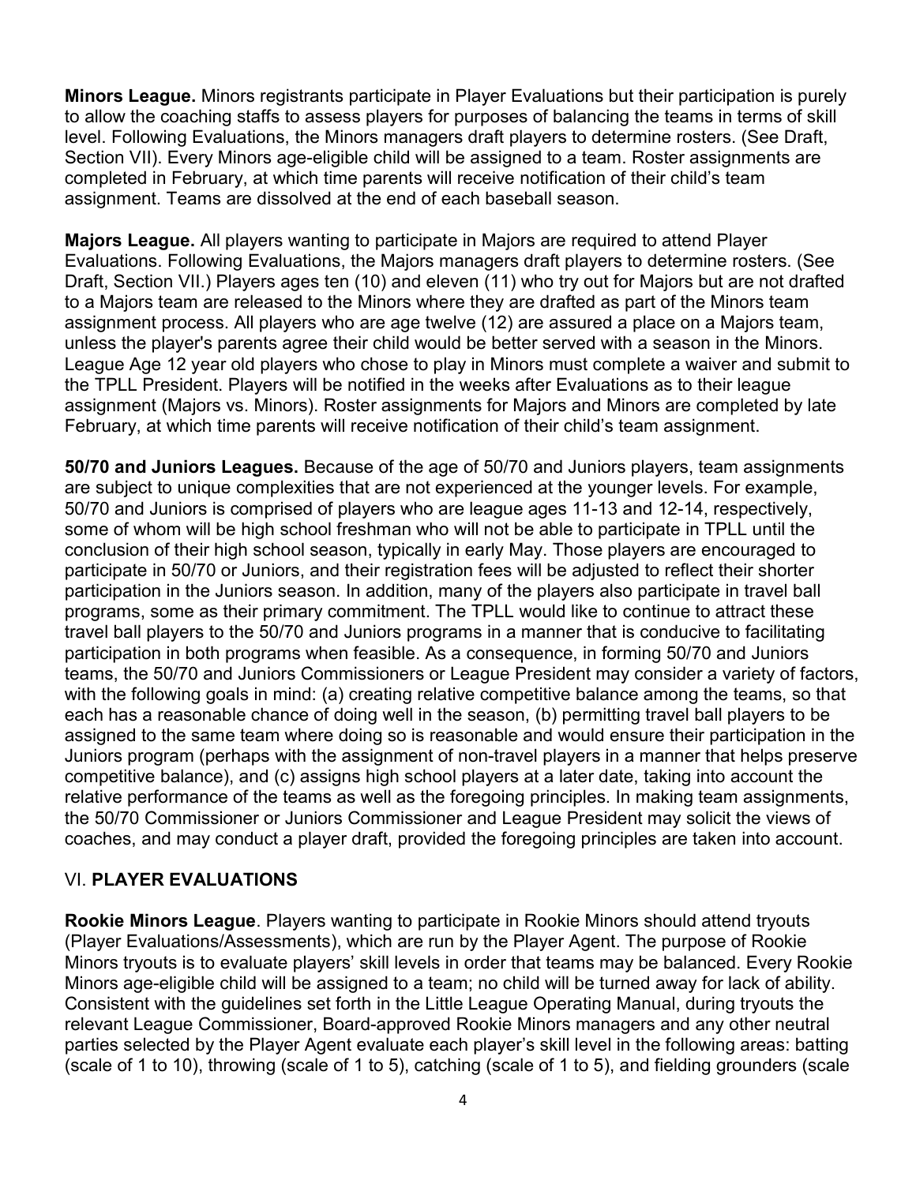**Minors League.** Minors registrants participate in Player Evaluations but their participation is purely to allow the coaching staffs to assess players for purposes of balancing the teams in terms of skill level. Following Evaluations, the Minors managers draft players to determine rosters. (See Draft, Section VII). Every Minors age-eligible child will be assigned to a team. Roster assignments are completed in February, at which time parents will receive notification of their child's team assignment. Teams are dissolved at the end of each baseball season.

**Majors League.** All players wanting to participate in Majors are required to attend Player Evaluations. Following Evaluations, the Majors managers draft players to determine rosters. (See Draft, Section VII.) Players ages ten (10) and eleven (11) who try out for Majors but are not drafted to a Majors team are released to the Minors where they are drafted as part of the Minors team assignment process. All players who are age twelve (12) are assured a place on a Majors team, unless the player's parents agree their child would be better served with a season in the Minors. League Age 12 year old players who chose to play in Minors must complete a waiver and submit to the TPLL President. Players will be notified in the weeks after Evaluations as to their league assignment (Majors vs. Minors). Roster assignments for Majors and Minors are completed by late February, at which time parents will receive notification of their child's team assignment.

**50/70 and Juniors Leagues.** Because of the age of 50/70 and Juniors players, team assignments are subject to unique complexities that are not experienced at the younger levels. For example, 50/70 and Juniors is comprised of players who are league ages 11-13 and 12-14, respectively, some of whom will be high school freshman who will not be able to participate in TPLL until the conclusion of their high school season, typically in early May. Those players are encouraged to participate in 50/70 or Juniors, and their registration fees will be adjusted to reflect their shorter participation in the Juniors season. In addition, many of the players also participate in travel ball programs, some as their primary commitment. The TPLL would like to continue to attract these travel ball players to the 50/70 and Juniors programs in a manner that is conducive to facilitating participation in both programs when feasible. As a consequence, in forming 50/70 and Juniors teams, the 50/70 and Juniors Commissioners or League President may consider a variety of factors, with the following goals in mind: (a) creating relative competitive balance among the teams, so that each has a reasonable chance of doing well in the season, (b) permitting travel ball players to be assigned to the same team where doing so is reasonable and would ensure their participation in the Juniors program (perhaps with the assignment of non-travel players in a manner that helps preserve competitive balance), and (c) assigns high school players at a later date, taking into account the relative performance of the teams as well as the foregoing principles. In making team assignments, the 50/70 Commissioner or Juniors Commissioner and League President may solicit the views of coaches, and may conduct a player draft, provided the foregoing principles are taken into account.

## VI. **PLAYER EVALUATIONS**

**Rookie Minors League**. Players wanting to participate in Rookie Minors should attend tryouts (Player Evaluations/Assessments), which are run by the Player Agent. The purpose of Rookie Minors tryouts is to evaluate players' skill levels in order that teams may be balanced. Every Rookie Minors age-eligible child will be assigned to a team; no child will be turned away for lack of ability. Consistent with the guidelines set forth in the Little League Operating Manual, during tryouts the relevant League Commissioner, Board-approved Rookie Minors managers and any other neutral parties selected by the Player Agent evaluate each player's skill level in the following areas: batting (scale of 1 to 10), throwing (scale of 1 to 5), catching (scale of 1 to 5), and fielding grounders (scale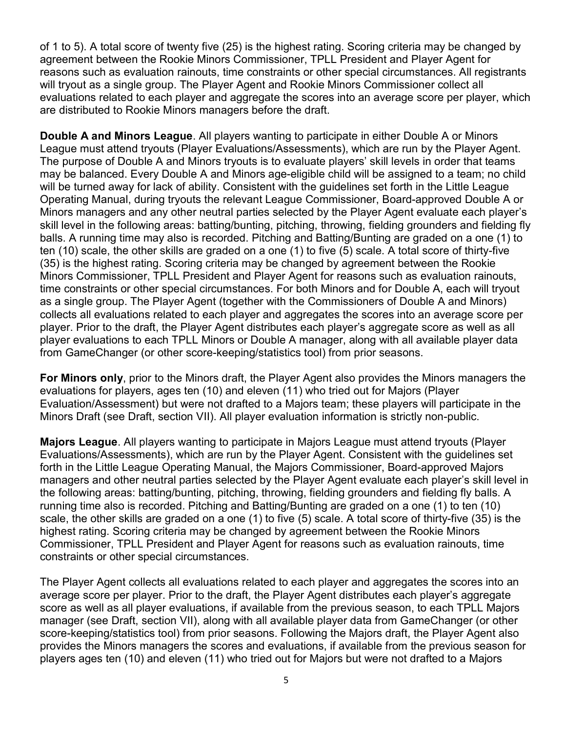of 1 to 5). A total score of twenty five (25) is the highest rating. Scoring criteria may be changed by agreement between the Rookie Minors Commissioner, TPLL President and Player Agent for reasons such as evaluation rainouts, time constraints or other special circumstances. All registrants will tryout as a single group. The Player Agent and Rookie Minors Commissioner collect all evaluations related to each player and aggregate the scores into an average score per player, which are distributed to Rookie Minors managers before the draft.

**Double A and Minors League**. All players wanting to participate in either Double A or Minors League must attend tryouts (Player Evaluations/Assessments), which are run by the Player Agent. The purpose of Double A and Minors tryouts is to evaluate players' skill levels in order that teams may be balanced. Every Double A and Minors age-eligible child will be assigned to a team; no child will be turned away for lack of ability. Consistent with the guidelines set forth in the Little League Operating Manual, during tryouts the relevant League Commissioner, Board-approved Double A or Minors managers and any other neutral parties selected by the Player Agent evaluate each player's skill level in the following areas: batting/bunting, pitching, throwing, fielding grounders and fielding fly balls. A running time may also is recorded. Pitching and Batting/Bunting are graded on a one (1) to ten (10) scale, the other skills are graded on a one (1) to five (5) scale. A total score of thirty-five (35) is the highest rating. Scoring criteria may be changed by agreement between the Rookie Minors Commissioner, TPLL President and Player Agent for reasons such as evaluation rainouts, time constraints or other special circumstances. For both Minors and for Double A, each will tryout as a single group. The Player Agent (together with the Commissioners of Double A and Minors) collects all evaluations related to each player and aggregates the scores into an average score per player. Prior to the draft, the Player Agent distributes each player's aggregate score as well as all player evaluations to each TPLL Minors or Double A manager, along with all available player data from GameChanger (or other score-keeping/statistics tool) from prior seasons.

**For Minors only**, prior to the Minors draft, the Player Agent also provides the Minors managers the evaluations for players, ages ten (10) and eleven (11) who tried out for Majors (Player Evaluation/Assessment) but were not drafted to a Majors team; these players will participate in the Minors Draft (see Draft, section VII). All player evaluation information is strictly non-public.

**Majors League**. All players wanting to participate in Majors League must attend tryouts (Player Evaluations/Assessments), which are run by the Player Agent. Consistent with the guidelines set forth in the Little League Operating Manual, the Majors Commissioner, Board-approved Majors managers and other neutral parties selected by the Player Agent evaluate each player's skill level in the following areas: batting/bunting, pitching, throwing, fielding grounders and fielding fly balls. A running time also is recorded. Pitching and Batting/Bunting are graded on a one (1) to ten (10) scale, the other skills are graded on a one (1) to five (5) scale. A total score of thirty-five (35) is the highest rating. Scoring criteria may be changed by agreement between the Rookie Minors Commissioner, TPLL President and Player Agent for reasons such as evaluation rainouts, time constraints or other special circumstances.

The Player Agent collects all evaluations related to each player and aggregates the scores into an average score per player. Prior to the draft, the Player Agent distributes each player's aggregate score as well as all player evaluations, if available from the previous season, to each TPLL Majors manager (see Draft, section VII), along with all available player data from GameChanger (or other score-keeping/statistics tool) from prior seasons. Following the Majors draft, the Player Agent also provides the Minors managers the scores and evaluations, if available from the previous season for players ages ten (10) and eleven (11) who tried out for Majors but were not drafted to a Majors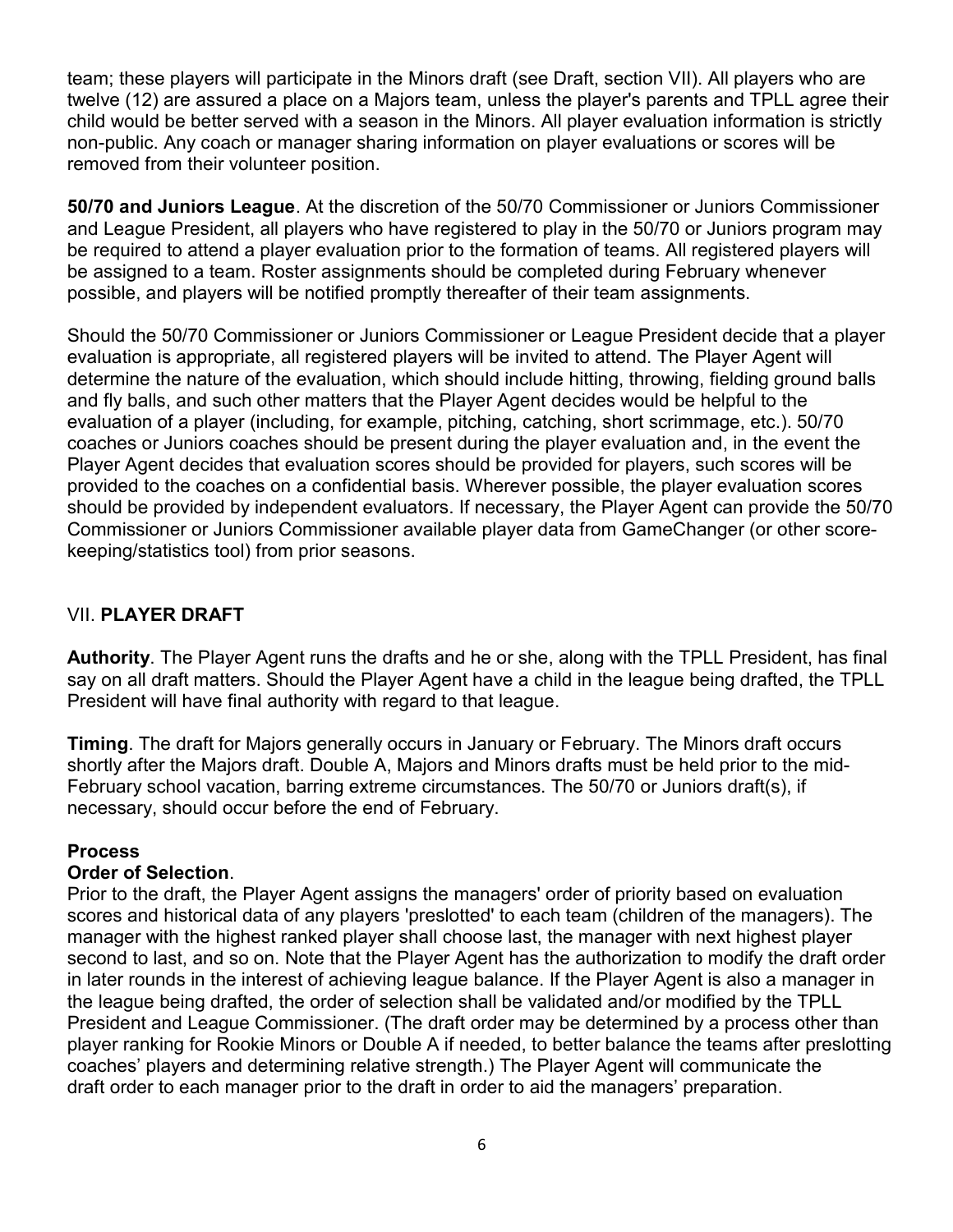team; these players will participate in the Minors draft (see Draft, section VII). All players who are twelve (12) are assured a place on a Majors team, unless the player's parents and TPLL agree their child would be better served with a season in the Minors. All player evaluation information is strictly non-public. Any coach or manager sharing information on player evaluations or scores will be removed from their volunteer position.

**50/70 and Juniors League**. At the discretion of the 50/70 Commissioner or Juniors Commissioner and League President, all players who have registered to play in the 50/70 or Juniors program may be required to attend a player evaluation prior to the formation of teams. All registered players will be assigned to a team. Roster assignments should be completed during February whenever possible, and players will be notified promptly thereafter of their team assignments.

Should the 50/70 Commissioner or Juniors Commissioner or League President decide that a player evaluation is appropriate, all registered players will be invited to attend. The Player Agent will determine the nature of the evaluation, which should include hitting, throwing, fielding ground balls and fly balls, and such other matters that the Player Agent decides would be helpful to the evaluation of a player (including, for example, pitching, catching, short scrimmage, etc.). 50/70 coaches or Juniors coaches should be present during the player evaluation and, in the event the Player Agent decides that evaluation scores should be provided for players, such scores will be provided to the coaches on a confidential basis. Wherever possible, the player evaluation scores should be provided by independent evaluators. If necessary, the Player Agent can provide the 50/70 Commissioner or Juniors Commissioner available player data from GameChanger (or other score-keeping/statistics tool) from prior seasons.

## VII. PLAYER DRAFT

**Authority**. The Player Agent runs the drafts and he or she, along with the TPLL President, has final say on all draft matters. Should the Player Agent have a child in the league being drafted, the TPLL President will have final authority with regard to that league.

**Timing**. The draft for Majors generally occurs in January or February. The Minors draft occurs shortly after the Majors draft. Double A, Majors and Minors drafts must be held prior to the mid-February school vacation, barring extreme circumstances. The 50/70 or Juniors draft(s), if necessary, should occur before the end of February.

### Process

**Order of Selection**.

Prior to the draft, the Player Agent assigns the managers' order of priority based on evaluation scores and historical data of any players 'preslotted' to each team (children of the managers). The manager with the highest ranked player shall choose last, the manager with next highest player second to last, and so on. Note that the Player Agent has the authorization to modify the draft order in later rounds in the interest of achieving league balance. If the Player Agent is also a manager in the league being drafted, the order of selection shall be validated and/or modified by the TPLL President and League Commissioner. (The draft order may be determined by a process other than player ranking for Rookie Minors or Double A if needed, to better balance the teams after preslotting coaches' players and determining relative strength.) The Player Agent will communicate the draft order to each manager prior to the draft in order to aid the managers' preparation.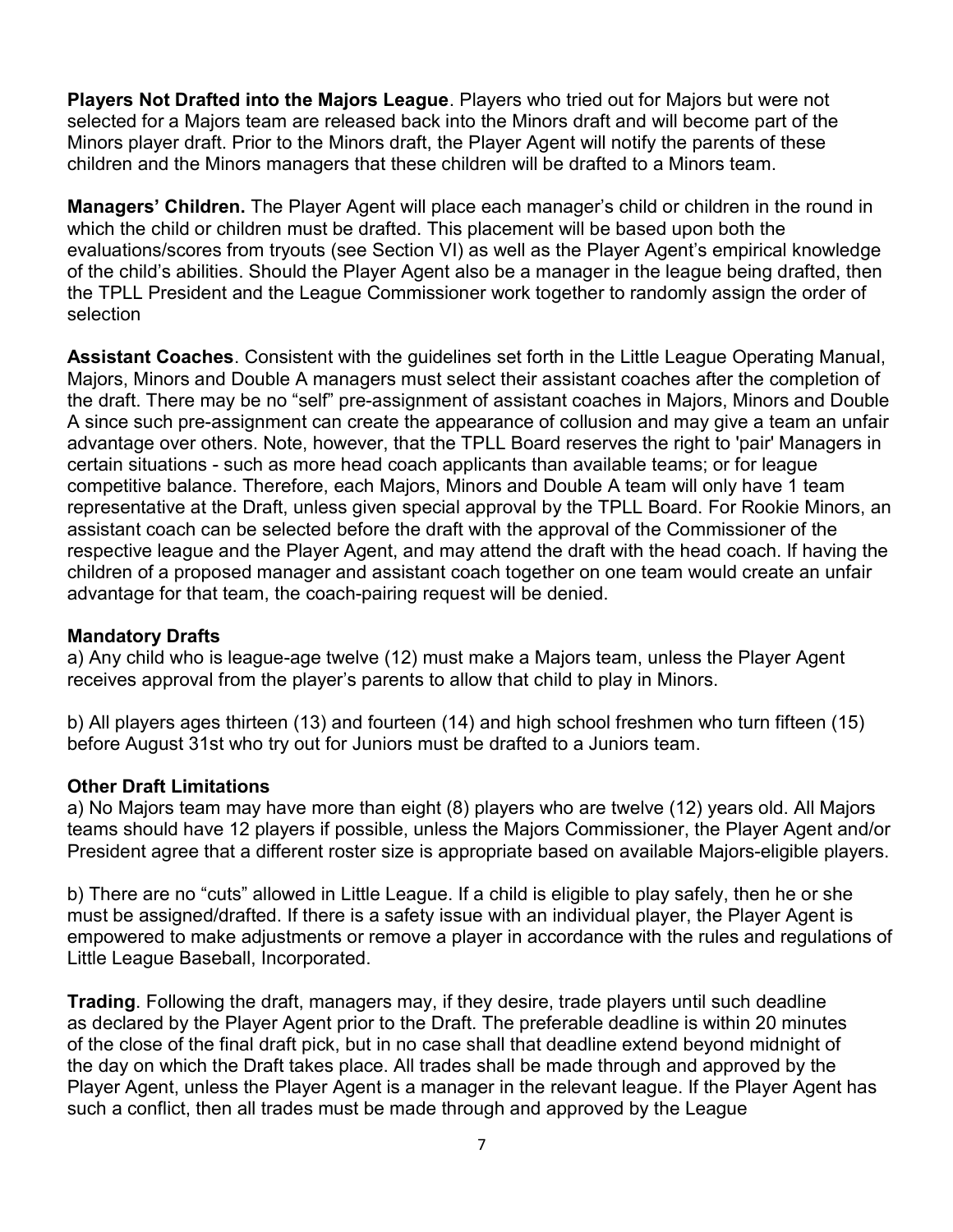**Players Not Drafted into the Majors League**. Players who tried out for Majors but were not selected for a Majors team are released back into the Minors draft and will become part of the Minors player draft. Prior to the Minors draft, the Player Agent will notify the parents of these children and the Minors managers that these children will be drafted to a Minors team.

**Managers' Children.** The Player Agent will place each manager's child or children in the round in which the child or children must be drafted. This placement will be based upon both the evaluations/scores from tryouts (see Section VI) as well as the Player Agent's empirical knowledge of the child's abilities. Should the Player Agent also be a manager in the league being drafted, then the TPLL President and the League Commissioner work together to randomly assign the order of selection

**Assistant Coaches**. Consistent with the guidelines set forth in the Little League Operating Manual, Majors, Minors and Double A managers must select their assistant coaches after the completion of the draft. There may be no "self" pre-assignment of assistant coaches in Majors, Minors and Double A since such pre-assignment can create the appearance of collusion and may give a team an unfair advantage over others. Note, however, that the TPLL Board reserves the right to 'pair' Managers in certain situations - such as more head coach applicants than available teams; or for league competitive balance. Therefore, each Majors, Minors and Double A team will only have 1 team representative at the Draft, unless given special approval by the TPLL Board. For Rookie Minors, an assistant coach can be selected before the draft with the approval of the Commissioner of the respective league and the Player Agent, and may attend the draft with the head coach. If having the children of a proposed manager and assistant coach together on one team would create an unfair advantage for that team, the coach-pairing request will be denied.

**Mandatory Drafts**

a) Any child who is league-age twelve (12) must make a Majors team, unless the Player Agent receives approval from the player's parents to allow that child to play in Minors.

b) All players ages thirteen (13) and fourteen (14) and high school freshmen who turn fifteen (15) before August 31st who try out for Juniors must be drafted to a Juniors team.

**Other Draft Limitations**

a) No Majors team may have more than eight (8) players who are twelve (12) years old. All Majors teams should have 12 players if possible, unless the Majors Commissioner, the Player Agent and/or President agree that a different roster size is appropriate based on available Majors-eligible players.

b) There are no "cuts" allowed in Little League. If a child is eligible to play safely, then he or she must be assigned/drafted. If there is a safety issue with an individual player, the Player Agent is empowered to make adjustments or remove a player in accordance with the rules and regulations of Little League Baseball, Incorporated.

**Trading**. Following the draft, managers may, if they desire, trade players until such deadline as declared by the Player Agent prior to the Draft. The preferable deadline is within 20 minutes of the close of the final draft pick, but in no case shall that deadline extend beyond midnight of the day on which the Draft takes place. All trades shall be made through and approved by the Player Agent, unless the Player Agent is a manager in the relevant league. If the Player Agent has such a conflict, then all trades must be made through and approved by the League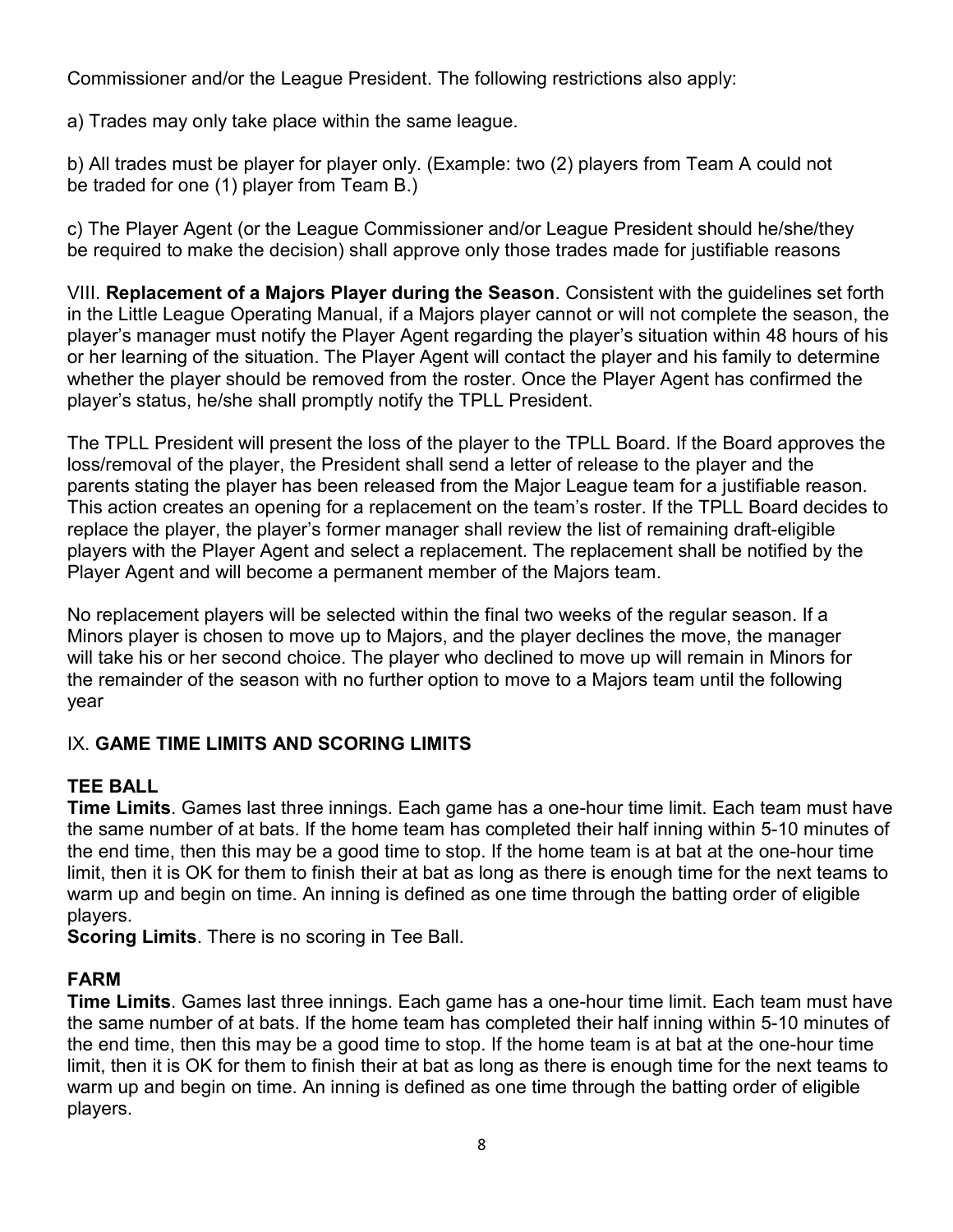Commissioner and/or the League President. The following restrictions also apply:

a) Trades may only take place within the same league.

b) All trades must be player for player only. (Example: two (2) players from Team A could not be traded for one (1) player from Team B.)

c) The Player Agent (or the League Commissioner and/or League President should he/she/they be required to make the decision) shall approve only those trades made for justifiable reasons

VIII. **Replacement of a Majors Player during the Season**. Consistent with the guidelines set forth in the Little League Operating Manual, if a Majors player cannot or will not complete the season, the player's manager must notify the Player Agent regarding the player's situation within 48 hours of his or her learning of the situation. The Player Agent will contact the player and his family to determine whether the player should be removed from the roster. Once the Player Agent has confirmed the player's status, he/she shall promptly notify the TPLL President.

The TPLL President will present the loss of the player to the TPLL Board. If the Board approves the loss/removal of the player, the President shall send a letter of release to the player and the parents stating the player has been released from the Major League team for a justifiable reason. This action creates an opening for a replacement on the team's roster. If the TPLL Board decides to replace the player, the player's former manager shall review the list of remaining draft-eligible players with the Player Agent and select a replacement. The replacement shall be notified by the Player Agent and will become a permanent member of the Majors team.

No replacement players will be selected within the final two weeks of the regular season. If a Minors player is chosen to move up to Majors, and the player declines the move, the manager will take his or her second choice. The player who declined to move up will remain in Minors for the remainder of the season with no further option to move to a Majors team until the following year

## IX. GAME TIME LIMITS AND SCORING LIMITS

### TEE BALL

**Time Limits**. Games last three innings. Each game has a one-hour time limit. Each team must have the same number of at bats. If the home team has completed their half inning within 5-10 minutes of the end time, then this may be a good time to stop. If the home team is at bat at the one-hour time limit, then it is OK for them to finish their at bat as long as there is enough time for the next teams to warm up and begin on time. An inning is defined as one time through the batting order of eligible players.

**Scoring Limits**. There is no scoring in Tee Ball.

### FARM

**Time Limits**. Games last three innings. Each game has a one-hour time limit. Each team must have the same number of at bats. If the home team has completed their half inning within 5-10 minutes of the end time, then this may be a good time to stop. If the home team is at bat at the one-hour time limit, then it is OK for them to finish their at bat as long as there is enough time for the next teams to warm up and begin on time. An inning is defined as one time through the batting order of eligible players.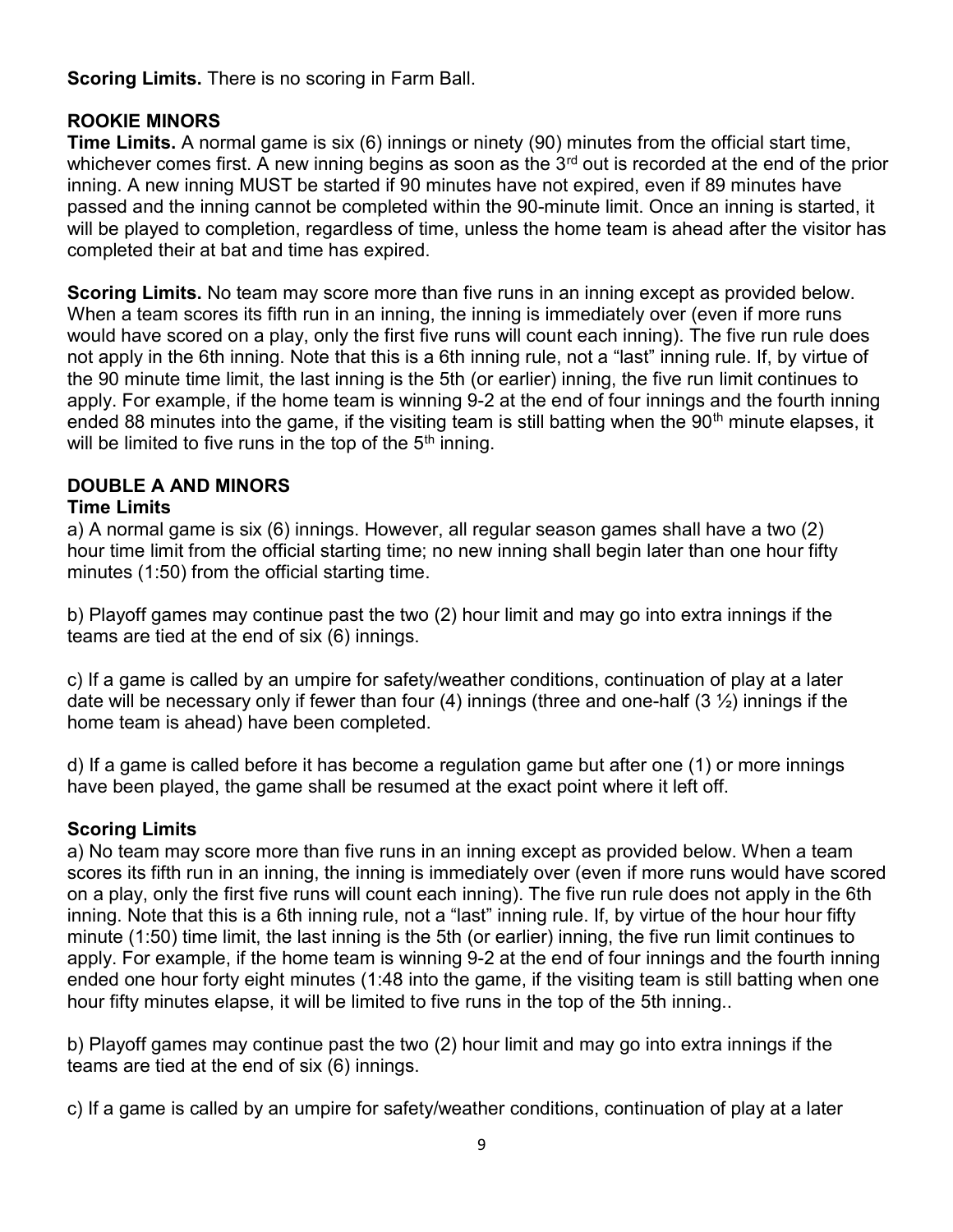**Scoring Limits.** There is no scoring in Farm Ball.

## ROOKIE MINORS

**Time Limits.** A normal game is six (6) innings or ninety (90) minutes from the official start time, whichever comes first. A new inning begins as soon as the 3rd out is recorded at the end of the prior inning. A new inning MUST be started if 90 minutes have not expired, even if 89 minutes have passed and the inning cannot be completed within the 90-minute limit. Once an inning is started, it will be played to completion, regardless of time, unless the home team is ahead after the visitor has completed their at bat and time has expired.

**Scoring Limits.** No team may score more than five runs in an inning except as provided below. When a team scores its fifth run in an inning, the inning is immediately over (even if more runs would have scored on a play, only the first five runs will count each inning). The five run rule does not apply in the 6th inning. Note that this is a 6th inning rule, not a "last" inning rule. If, by virtue of the 90 minute time limit, the last inning is the 5th (or earlier) inning, the five run limit continues to apply. For example, if the home team is winning 9-2 at the end of four innings and the fourth inning ended 88 minutes into the game, if the visiting team is still batting when the 90th minute elapses, it will be limited to five runs in the top of the 5th inning.

## DOUBLE A AND MINORS

### Time Limits

a) A normal game is six (6) innings. However, all regular season games shall have a two (2) hour time limit from the official starting time; no new inning shall begin later than one hour fifty minutes (1:50) from the official starting time.

b) Playoff games may continue past the two (2) hour limit and may go into extra innings if the teams are tied at the end of six (6) innings.

c) If a game is called by an umpire for safety/weather conditions, continuation of play at a later date will be necessary only if fewer than four (4) innings (three and one-half (3 ½) innings if the home team is ahead) have been completed.

d) If a game is called before it has become a regulation game but after one (1) or more innings have been played, the game shall be resumed at the exact point where it left off.

### Scoring Limits

a) No team may score more than five runs in an inning except as provided below. When a team scores its fifth run in an inning, the inning is immediately over (even if more runs would have scored on a play, only the first five runs will count each inning). The five run rule does not apply in the 6th inning. Note that this is a 6th inning rule, not a "last" inning rule. If, by virtue of the hour hour fifty minute (1:50) time limit, the last inning is the 5th (or earlier) inning, the five run limit continues to apply. For example, if the home team is winning 9-2 at the end of four innings and the fourth inning ended one hour forty eight minutes (1:48 into the game, if the visiting team is still batting when one hour fifty minutes elapse, it will be limited to five runs in the top of the 5th inning..

b) Playoff games may continue past the two (2) hour limit and may go into extra innings if the teams are tied at the end of six (6) innings.

c) If a game is called by an umpire for safety/weather conditions, continuation of play at a later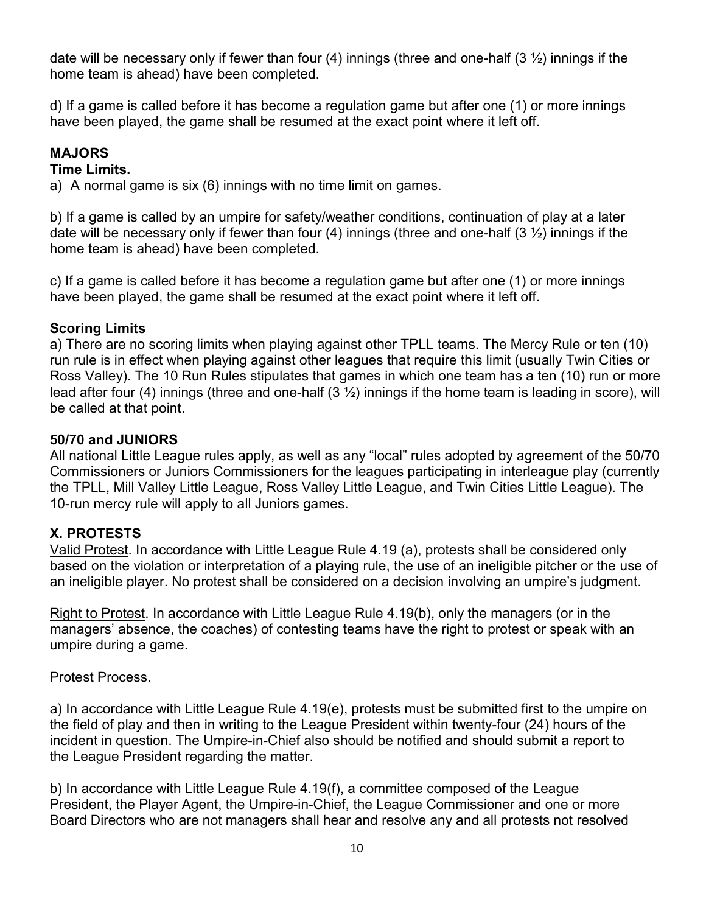date will be necessary only if fewer than four (4) innings (three and one-half (3 ½) innings if the home team is ahead) have been completed.

d) If a game is called before it has become a regulation game but after one (1) or more innings have been played, the game shall be resumed at the exact point where it left off.

## MAJORS

### Time Limits.

a) A normal game is six (6) innings with no time limit on games.

b) If a game is called by an umpire for safety/weather conditions, continuation of play at a later date will be necessary only if fewer than four (4) innings (three and one-half (3 ½) innings if the home team is ahead) have been completed.

c) If a game is called before it has become a regulation game but after one (1) or more innings have been played, the game shall be resumed at the exact point where it left off.

### Scoring Limits

a) There are no scoring limits when playing against other TPLL teams. The Mercy Rule or ten (10) run rule is in effect when playing against other leagues that require this limit (usually Twin Cities or Ross Valley). The 10 Run Rules stipulates that games in which one team has a ten (10) run or more lead after four (4) innings (three and one-half (3 ½) innings if the home team is leading in score), will be called at that point.

## 50/70 and JUNIORS

All national Little League rules apply, as well as any "local" rules adopted by agreement of the 50/70 Commissioners or Juniors Commissioners for the leagues participating in interleague play (currently the TPLL, Mill Valley Little League, Ross Valley Little League, and Twin Cities Little League). The 10-run mercy rule will apply to all Juniors games.

## X. PROTESTS

Valid Protest. In accordance with Little League Rule 4.19 (a), protests shall be considered only based on the violation or interpretation of a playing rule, the use of an ineligible pitcher or the use of an ineligible player. No protest shall be considered on a decision involving an umpire's judgment.

Right to Protest. In accordance with Little League Rule 4.19(b), only the managers (or in the managers' absence, the coaches) of contesting teams have the right to protest or speak with an umpire during a game.

Protest Process.

a) In accordance with Little League Rule 4.19(e), protests must be submitted first to the umpire on the field of play and then in writing to the League President within twenty-four (24) hours of the incident in question. The Umpire-in-Chief also should be notified and should submit a report to the League President regarding the matter.

b) In accordance with Little League Rule 4.19(f), a committee composed of the League President, the Player Agent, the Umpire-in-Chief, the League Commissioner and one or more Board Directors who are not managers shall hear and resolve any and all protests not resolved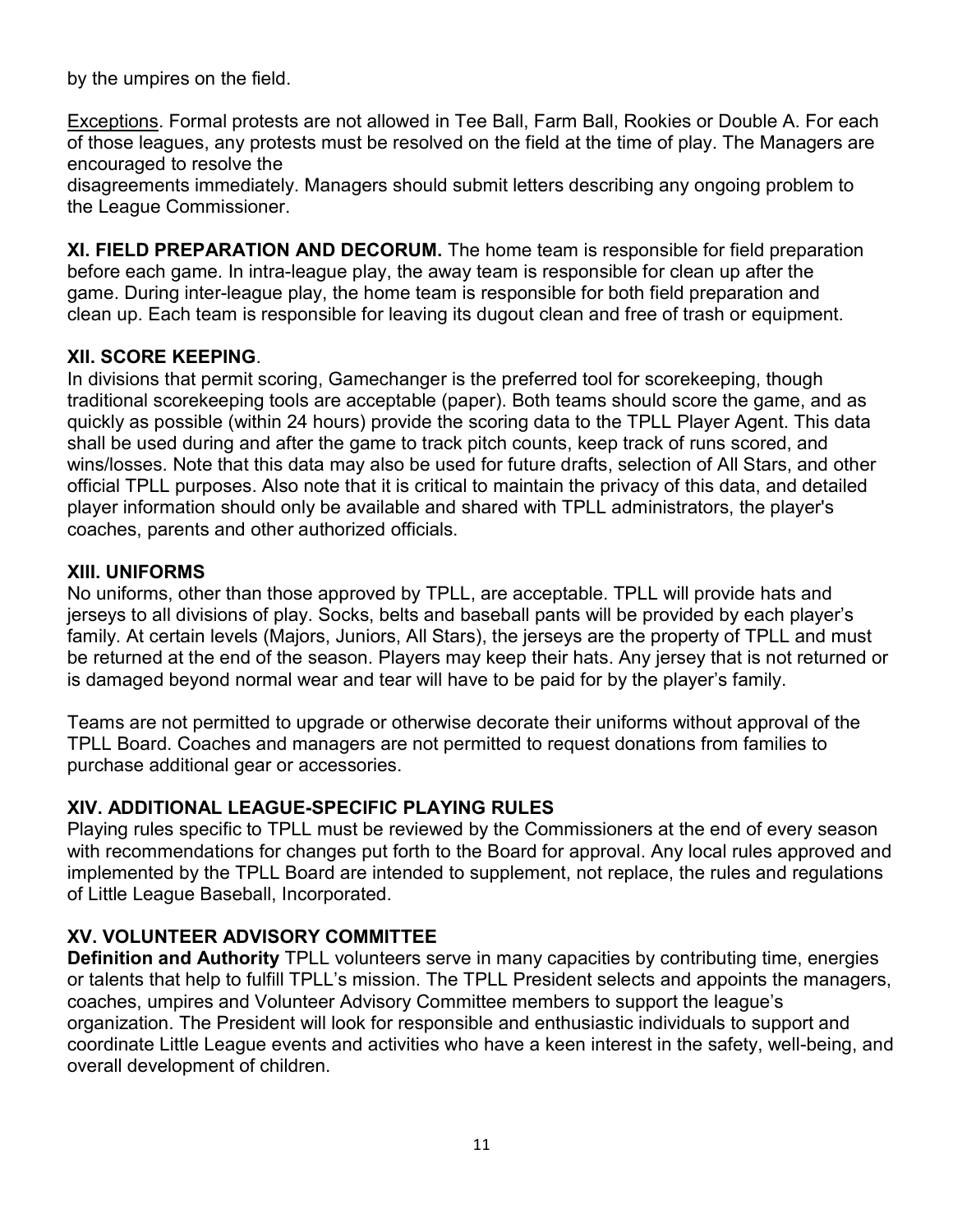by the umpires on the field.

Exceptions. Formal protests are not allowed in Tee Ball, Farm Ball, Rookies or Double A. For each of those leagues, any protests must be resolved on the field at the time of play. The Managers are encouraged to resolve the disagreements immediately. Managers should submit letters describing any ongoing problem to the League Commissioner.

**XI. FIELD PREPARATION AND DECORUM.** The home team is responsible for field preparation before each game. In intra-league play, the away team is responsible for clean up after the game. During inter-league play, the home team is responsible for both field preparation and clean up. Each team is responsible for leaving its dugout clean and free of trash or equipment.

## XII. SCORE KEEPING.

In divisions that permit scoring, Gamechanger is the preferred tool for scorekeeping, though traditional scorekeeping tools are acceptable (paper). Both teams should score the game, and as quickly as possible (within 24 hours) provide the scoring data to the TPLL Player Agent. This data shall be used during and after the game to track pitch counts, keep track of runs scored, and wins/losses. Note that this data may also be used for future drafts, selection of All Stars, and other official TPLL purposes. Also note that it is critical to maintain the privacy of this data, and detailed player information should only be available and shared with TPLL administrators, the player's coaches, parents and other authorized officials.

## XIII. UNIFORMS

No uniforms, other than those approved by TPLL, are acceptable. TPLL will provide hats and jerseys to all divisions of play. Socks, belts and baseball pants will be provided by each player's family. At certain levels (Majors, Juniors, All Stars), the jerseys are the property of TPLL and must be returned at the end of the season. Players may keep their hats. Any jersey that is not returned or is damaged beyond normal wear and tear will have to be paid for by the player's family.

Teams are not permitted to upgrade or otherwise decorate their uniforms without approval of the TPLL Board. Coaches and managers are not permitted to request donations from families to purchase additional gear or accessories.

## XIV. ADDITIONAL LEAGUE-SPECIFIC PLAYING RULES

Playing rules specific to TPLL must be reviewed by the Commissioners at the end of every season with recommendations for changes put forth to the Board for approval. Any local rules approved and implemented by the TPLL Board are intended to supplement, not replace, the rules and regulations of Little League Baseball, Incorporated.

## XV. VOLUNTEER ADVISORY COMMITTEE

**Definition and Authority** TPLL volunteers serve in many capacities by contributing time, energies or talents that help to fulfill TPLL's mission. The TPLL President selects and appoints the managers, coaches, umpires and Volunteer Advisory Committee members to support the league's organization. The President will look for responsible and enthusiastic individuals to support and coordinate Little League events and activities who have a keen interest in the safety, well-being, and overall development of children.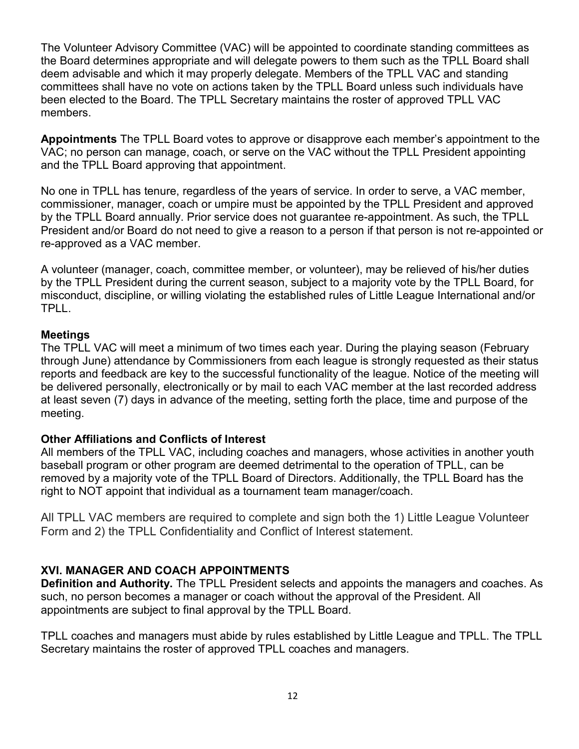The Volunteer Advisory Committee (VAC) will be appointed to coordinate standing committees as the Board determines appropriate and will delegate powers to them such as the TPLL Board shall deem advisable and which it may properly delegate. Members of the TPLL VAC and standing committees shall have no vote on actions taken by the TPLL Board unless such individuals have been elected to the Board. The TPLL Secretary maintains the roster of approved TPLL VAC members.

**Appointments** The TPLL Board votes to approve or disapprove each member's appointment to the VAC; no person can manage, coach, or serve on the VAC without the TPLL President appointing and the TPLL Board approving that appointment.

No one in TPLL has tenure, regardless of the years of service. In order to serve, a VAC member, commissioner, manager, coach or umpire must be appointed by the TPLL President and approved by the TPLL Board annually. Prior service does not guarantee re-appointment. As such, the TPLL President and/or Board do not need to give a reason to a person if that person is not re-appointed or re-approved as a VAC member.

A volunteer (manager, coach, committee member, or volunteer), may be relieved of his/her duties by the TPLL President during the current season, subject to a majority vote by the TPLL Board, for misconduct, discipline, or willing violating the established rules of Little League International and/or TPLL.

**Meetings**

The TPLL VAC will meet a minimum of two times each year. During the playing season (February through June) attendance by Commissioners from each league is strongly requested as their status reports and feedback are key to the successful functionality of the league. Notice of the meeting will be delivered personally, electronically or by mail to each VAC member at the last recorded address at least seven (7) days in advance of the meeting, setting forth the place, time and purpose of the meeting.

**Other Affiliations and Conflicts of Interest**

All members of the TPLL VAC, including coaches and managers, whose activities in another youth baseball program or other program are deemed detrimental to the operation of TPLL, can be removed by a majority vote of the TPLL Board of Directors. Additionally, the TPLL Board has the right to NOT appoint that individual as a tournament team manager/coach.

All TPLL VAC members are required to complete and sign both the 1) Little League Volunteer Form and 2) the TPLL Confidentiality and Conflict of Interest statement.

## XVI. MANAGER AND COACH APPOINTMENTS

**Definition and Authority.** The TPLL President selects and appoints the managers and coaches. As such, no person becomes a manager or coach without the approval of the President. All appointments are subject to final approval by the TPLL Board.

TPLL coaches and managers must abide by rules established by Little League and TPLL. The TPLL Secretary maintains the roster of approved TPLL coaches and managers.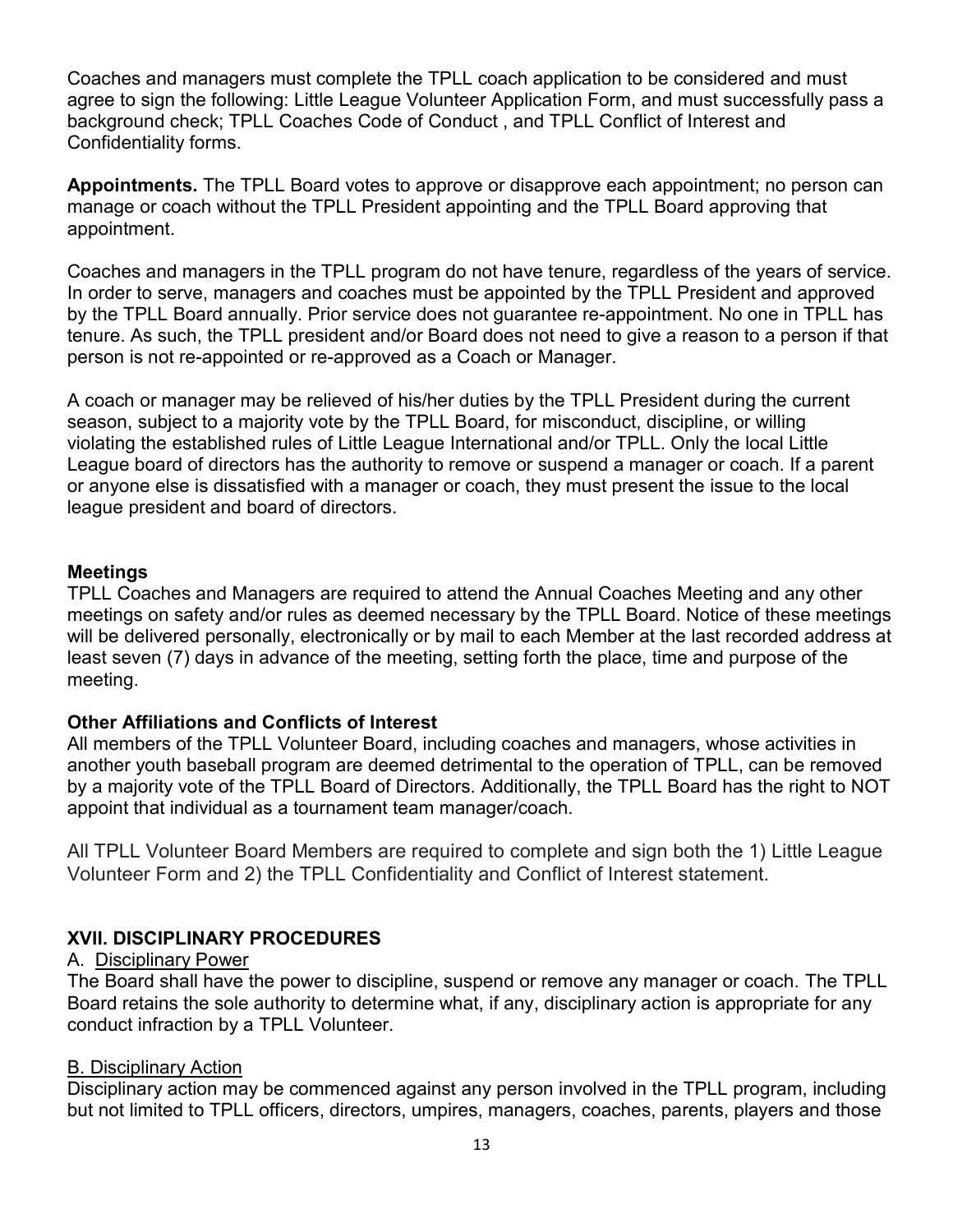Coaches and managers must complete the TPLL coach application to be considered and must agree to sign the following: Little League Volunteer Application Form, and must successfully pass a background check; TPLL Coaches Code of Conduct , and TPLL Conflict of Interest and Confidentiality forms.

**Appointments.** The TPLL Board votes to approve or disapprove each appointment; no person can manage or coach without the TPLL President appointing and the TPLL Board approving that appointment.

Coaches and managers in the TPLL program do not have tenure, regardless of the years of service. In order to serve, managers and coaches must be appointed by the TPLL President and approved by the TPLL Board annually. Prior service does not guarantee re-appointment. No one in TPLL has tenure. As such, the TPLL president and/or Board does not need to give a reason to a person if that person is not re-appointed or re-approved as a Coach or Manager.

A coach or manager may be relieved of his/her duties by the TPLL President during the current season, subject to a majority vote by the TPLL Board, for misconduct, discipline, or willing violating the established rules of Little League International and/or TPLL. Only the local Little League board of directors has the authority to remove or suspend a manager or coach. If a parent or anyone else is dissatisfied with a manager or coach, they must present the issue to the local league president and board of directors.

**Meetings**

TPLL Coaches and Managers are required to attend the Annual Coaches Meeting and any other meetings on safety and/or rules as deemed necessary by the TPLL Board. Notice of these meetings will be delivered personally, electronically or by mail to each Member at the last recorded address at least seven (7) days in advance of the meeting, setting forth the place, time and purpose of the meeting.

**Other Affiliations and Conflicts of Interest**

All members of the TPLL Volunteer Board, including coaches and managers, whose activities in another youth baseball program are deemed detrimental to the operation of TPLL, can be removed by a majority vote of the TPLL Board of Directors. Additionally, the TPLL Board has the right to NOT appoint that individual as a tournament team manager/coach.

All TPLL Volunteer Board Members are required to complete and sign both the 1) Little League Volunteer Form and 2) the TPLL Confidentiality and Conflict of Interest statement.

## XVII. DISCIPLINARY PROCEDURES

A. Disciplinary Power

The Board shall have the power to discipline, suspend or remove any manager or coach. The TPLL Board retains the sole authority to determine what, if any, disciplinary action is appropriate for any conduct infraction by a TPLL Volunteer.

B. Disciplinary Action

Disciplinary action may be commenced against any person involved in the TPLL program, including but not limited to TPLL officers, directors, umpires, managers, coaches, parents, players and those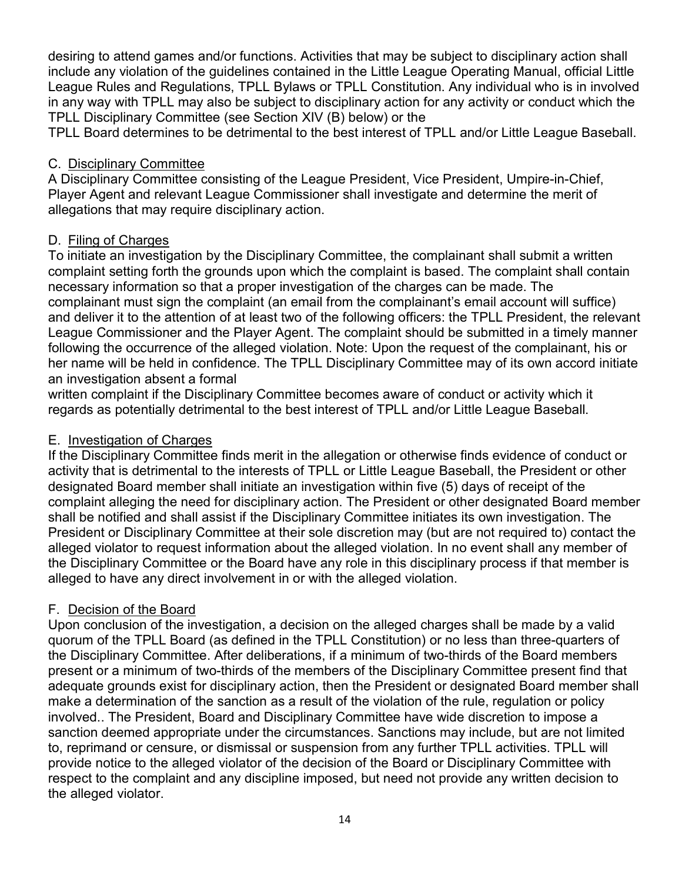desiring to attend games and/or functions. Activities that may be subject to disciplinary action shall include any violation of the guidelines contained in the Little League Operating Manual, official Little League Rules and Regulations, TPLL Bylaws or TPLL Constitution. Any individual who is in involved in any way with TPLL may also be subject to disciplinary action for any activity or conduct which the TPLL Disciplinary Committee (see Section XIV (B) below) or the TPLL Board determines to be detrimental to the best interest of TPLL and/or Little League Baseball.

C. <u>Disciplinary Committee</u>

A Disciplinary Committee consisting of the League President, Vice President, Umpire-in-Chief, Player Agent and relevant League Commissioner shall investigate and determine the merit of allegations that may require disciplinary action.

D. <u>Filing of Charges</u>

To initiate an investigation by the Disciplinary Committee, the complainant shall submit a written complaint setting forth the grounds upon which the complaint is based. The complaint shall contain necessary information so that a proper investigation of the charges can be made. The complainant must sign the complaint (an email from the complainant's email account will suffice) and deliver it to the attention of at least two of the following officers: the TPLL President, the relevant League Commissioner and the Player Agent. The complaint should be submitted in a timely manner following the occurrence of the alleged violation. Note: Upon the request of the complainant, his or her name will be held in confidence. The TPLL Disciplinary Committee may of its own accord initiate an investigation absent a formal written complaint if the Disciplinary Committee becomes aware of conduct or activity which it regards as potentially detrimental to the best interest of TPLL and/or Little League Baseball.

E. <u>Investigation of Charges</u>

If the Disciplinary Committee finds merit in the allegation or otherwise finds evidence of conduct or activity that is detrimental to the interests of TPLL or Little League Baseball, the President or other designated Board member shall initiate an investigation within five (5) days of receipt of the complaint alleging the need for disciplinary action. The President or other designated Board member shall be notified and shall assist if the Disciplinary Committee initiates its own investigation. The President or Disciplinary Committee at their sole discretion may (but are not required to) contact the alleged violator to request information about the alleged violation. In no event shall any member of the Disciplinary Committee or the Board have any role in this disciplinary process if that member is alleged to have any direct involvement in or with the alleged violation.

F. <u>Decision of the Board</u>

Upon conclusion of the investigation, a decision on the alleged charges shall be made by a valid quorum of the TPLL Board (as defined in the TPLL Constitution) or no less than three-quarters of the Disciplinary Committee. After deliberations, if a minimum of two-thirds of the Board members present or a minimum of two-thirds of the members of the Disciplinary Committee present find that adequate grounds exist for disciplinary action, then the President or designated Board member shall make a determination of the sanction as a result of the violation of the rule, regulation or policy involved.. The President, Board and Disciplinary Committee have wide discretion to impose a sanction deemed appropriate under the circumstances. Sanctions may include, but are not limited to, reprimand or censure, or dismissal or suspension from any further TPLL activities. TPLL will provide notice to the alleged violator of the decision of the Board or Disciplinary Committee with respect to the complaint and any discipline imposed, but need not provide any written decision to the alleged violator.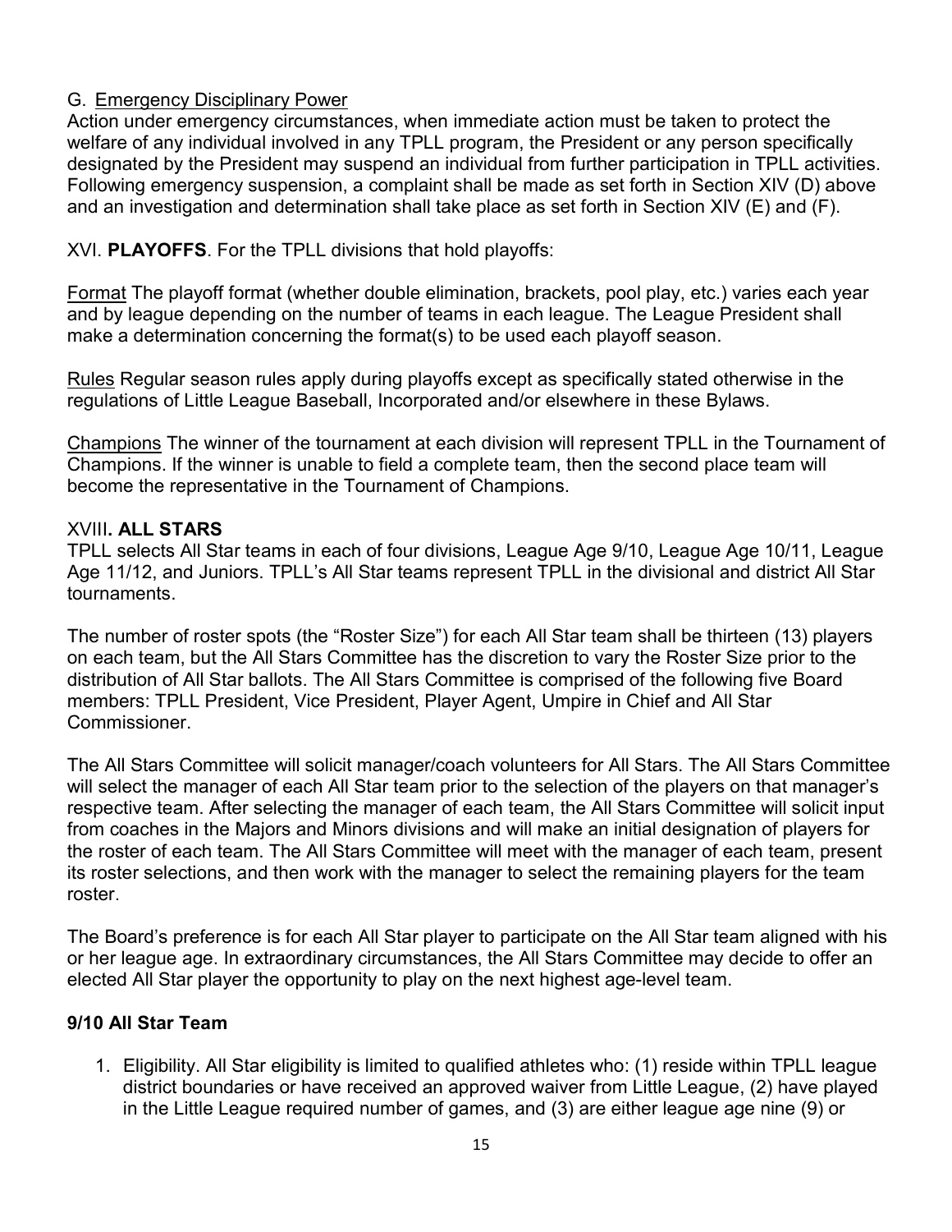G. Emergency Disciplinary Power

Action under emergency circumstances, when immediate action must be taken to protect the welfare of any individual involved in any TPLL program, the President or any person specifically designated by the President may suspend an individual from further participation in TPLL activities. Following emergency suspension, a complaint shall be made as set forth in Section XIV (D) above and an investigation and determination shall take place as set forth in Section XIV (E) and (F).

XVI. **PLAYOFFS**. For the TPLL divisions that hold playoffs:

Format The playoff format (whether double elimination, brackets, pool play, etc.) varies each year and by league depending on the number of teams in each league. The League President shall make a determination concerning the format(s) to be used each playoff season.

Rules Regular season rules apply during playoffs except as specifically stated otherwise in the regulations of Little League Baseball, Incorporated and/or elsewhere in these Bylaws.

Champions The winner of the tournament at each division will represent TPLL in the Tournament of Champions. If the winner is unable to field a complete team, then the second place team will become the representative in the Tournament of Champions.

XVIII**. ALL STARS**

TPLL selects All Star teams in each of four divisions, League Age 9/10, League Age 10/11, League Age 11/12, and Juniors. TPLL's All Star teams represent TPLL in the divisional and district All Star tournaments.

The number of roster spots (the "Roster Size") for each All Star team shall be thirteen (13) players on each team, but the All Stars Committee has the discretion to vary the Roster Size prior to the distribution of All Star ballots. The All Stars Committee is comprised of the following five Board members: TPLL President, Vice President, Player Agent, Umpire in Chief and All Star Commissioner.

The All Stars Committee will solicit manager/coach volunteers for All Stars. The All Stars Committee will select the manager of each All Star team prior to the selection of the players on that manager's respective team. After selecting the manager of each team, the All Stars Committee will solicit input from coaches in the Majors and Minors divisions and will make an initial designation of players for the roster of each team. The All Stars Committee will meet with the manager of each team, present its roster selections, and then work with the manager to select the remaining players for the team roster.

The Board's preference is for each All Star player to participate on the All Star team aligned with his or her league age. In extraordinary circumstances, the All Stars Committee may decide to offer an elected All Star player the opportunity to play on the next highest age-level team.

**9/10 All Star Team**

1. Eligibility. All Star eligibility is limited to qualified athletes who: (1) reside within TPLL league district boundaries or have received an approved waiver from Little League, (2) have played in the Little League required number of games, and (3) are either league age nine (9) or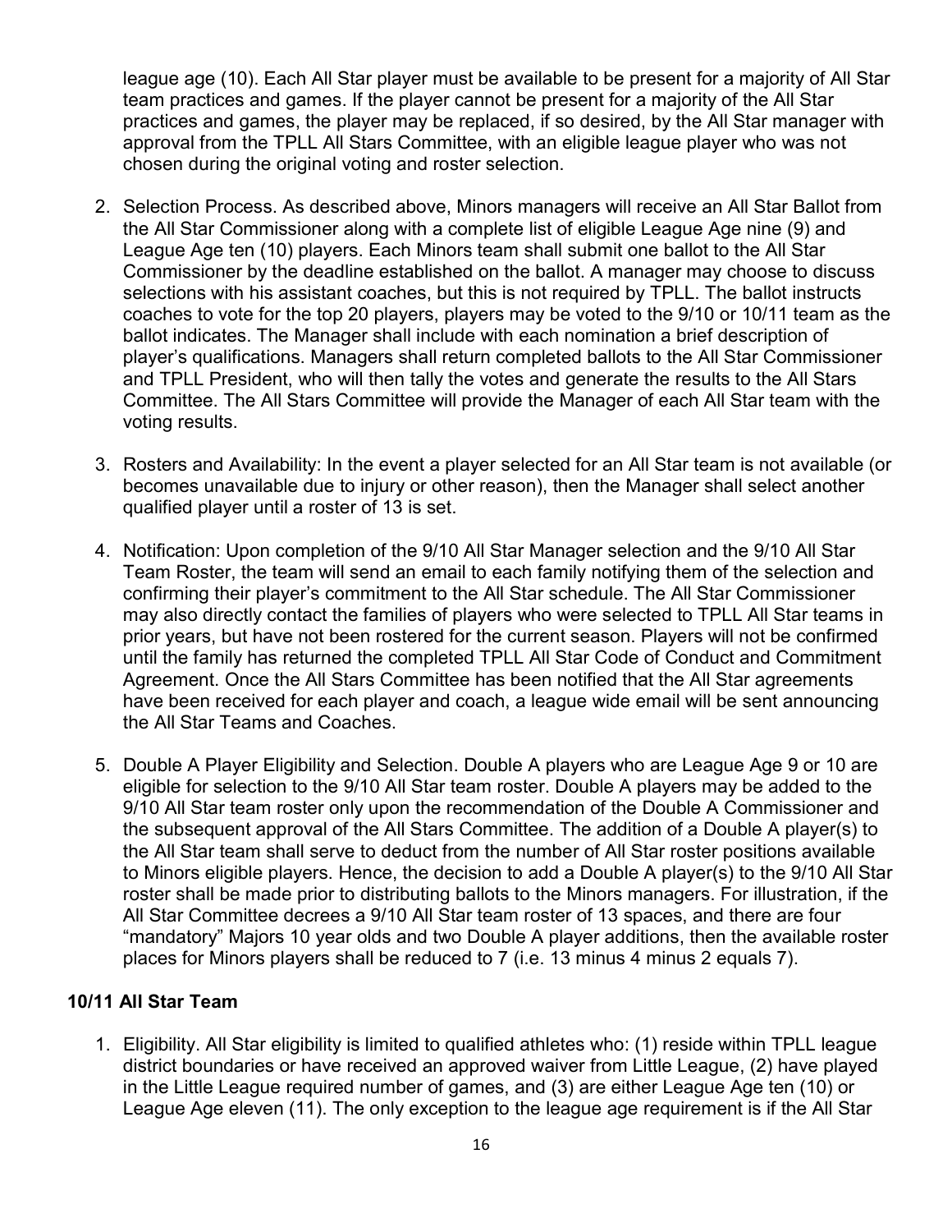league age (10). Each All Star player must be available to be present for a majority of All Star team practices and games. If the player cannot be present for a majority of the All Star practices and games, the player may be replaced, if so desired, by the All Star manager with approval from the TPLL All Stars Committee, with an eligible league player who was not chosen during the original voting and roster selection.

2. Selection Process. As described above, Minors managers will receive an All Star Ballot from the All Star Commissioner along with a complete list of eligible League Age nine (9) and League Age ten (10) players. Each Minors team shall submit one ballot to the All Star Commissioner by the deadline established on the ballot. A manager may choose to discuss selections with his assistant coaches, but this is not required by TPLL. The ballot instructs coaches to vote for the top 20 players, players may be voted to the 9/10 or 10/11 team as the ballot indicates. The Manager shall include with each nomination a brief description of player's qualifications. Managers shall return completed ballots to the All Star Commissioner and TPLL President, who will then tally the votes and generate the results to the All Stars Committee. The All Stars Committee will provide the Manager of each All Star team with the voting results.

3. Rosters and Availability: In the event a player selected for an All Star team is not available (or becomes unavailable due to injury or other reason), then the Manager shall select another qualified player until a roster of 13 is set.

4. Notification: Upon completion of the 9/10 All Star Manager selection and the 9/10 All Star Team Roster, the team will send an email to each family notifying them of the selection and confirming their player's commitment to the All Star schedule. The All Star Commissioner may also directly contact the families of players who were selected to TPLL All Star teams in prior years, but have not been rostered for the current season. Players will not be confirmed until the family has returned the completed TPLL All Star Code of Conduct and Commitment Agreement. Once the All Stars Committee has been notified that the All Star agreements have been received for each player and coach, a league wide email will be sent announcing the All Star Teams and Coaches.

5. Double A Player Eligibility and Selection. Double A players who are League Age 9 or 10 are eligible for selection to the 9/10 All Star team roster. Double A players may be added to the 9/10 All Star team roster only upon the recommendation of the Double A Commissioner and the subsequent approval of the All Stars Committee. The addition of a Double A player(s) to the All Star team shall serve to deduct from the number of All Star roster positions available to Minors eligible players. Hence, the decision to add a Double A player(s) to the 9/10 All Star roster shall be made prior to distributing ballots to the Minors managers. For illustration, if the All Star Committee decrees a 9/10 All Star team roster of 13 spaces, and there are four "mandatory" Majors 10 year olds and two Double A player additions, then the available roster places for Minors players shall be reduced to 7 (i.e. 13 minus 4 minus 2 equals 7).

**10/11 All Star Team**

1. Eligibility. All Star eligibility is limited to qualified athletes who: (1) reside within TPLL league district boundaries or have received an approved waiver from Little League, (2) have played in the Little League required number of games, and (3) are either League Age ten (10) or League Age eleven (11). The only exception to the league age requirement is if the All Star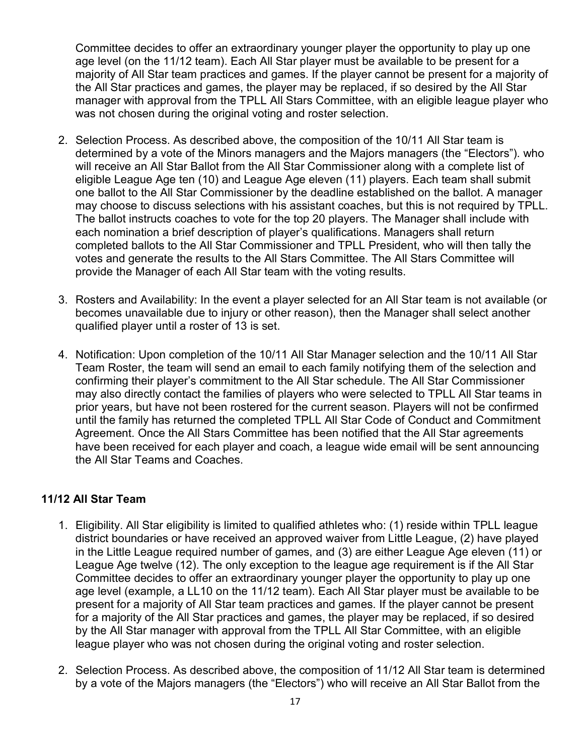Committee decides to offer an extraordinary younger player the opportunity to play up one age level (on the 11/12 team). Each All Star player must be available to be present for a majority of All Star team practices and games. If the player cannot be present for a majority of the All Star practices and games, the player may be replaced, if so desired by the All Star manager with approval from the TPLL All Stars Committee, with an eligible league player who was not chosen during the original voting and roster selection.

2. Selection Process. As described above, the composition of the 10/11 All Star team is determined by a vote of the Minors managers and the Majors managers (the "Electors"). who will receive an All Star Ballot from the All Star Commissioner along with a complete list of eligible League Age ten (10) and League Age eleven (11) players. Each team shall submit one ballot to the All Star Commissioner by the deadline established on the ballot. A manager may choose to discuss selections with his assistant coaches, but this is not required by TPLL. The ballot instructs coaches to vote for the top 20 players. The Manager shall include with each nomination a brief description of player's qualifications. Managers shall return completed ballots to the All Star Commissioner and TPLL President, who will then tally the votes and generate the results to the All Stars Committee. The All Stars Committee will provide the Manager of each All Star team with the voting results.

3. Rosters and Availability: In the event a player selected for an All Star team is not available (or becomes unavailable due to injury or other reason), then the Manager shall select another qualified player until a roster of 13 is set.

4. Notification: Upon completion of the 10/11 All Star Manager selection and the 10/11 All Star Team Roster, the team will send an email to each family notifying them of the selection and confirming their player's commitment to the All Star schedule. The All Star Commissioner may also directly contact the families of players who were selected to TPLL All Star teams in prior years, but have not been rostered for the current season. Players will not be confirmed until the family has returned the completed TPLL All Star Code of Conduct and Commitment Agreement. Once the All Stars Committee has been notified that the All Star agreements have been received for each player and coach, a league wide email will be sent announcing the All Star Teams and Coaches.

**11/12 All Star Team**

1. Eligibility. All Star eligibility is limited to qualified athletes who: (1) reside within TPLL league district boundaries or have received an approved waiver from Little League, (2) have played in the Little League required number of games, and (3) are either League Age eleven (11) or League Age twelve (12). The only exception to the league age requirement is if the All Star Committee decides to offer an extraordinary younger player the opportunity to play up one age level (example, a LL10 on the 11/12 team). Each All Star player must be available to be present for a majority of All Star team practices and games. If the player cannot be present for a majority of the All Star practices and games, the player may be replaced, if so desired by the All Star manager with approval from the TPLL All Star Committee, with an eligible league player who was not chosen during the original voting and roster selection.

2. Selection Process. As described above, the composition of 11/12 All Star team is determined by a vote of the Majors managers (the "Electors") who will receive an All Star Ballot from the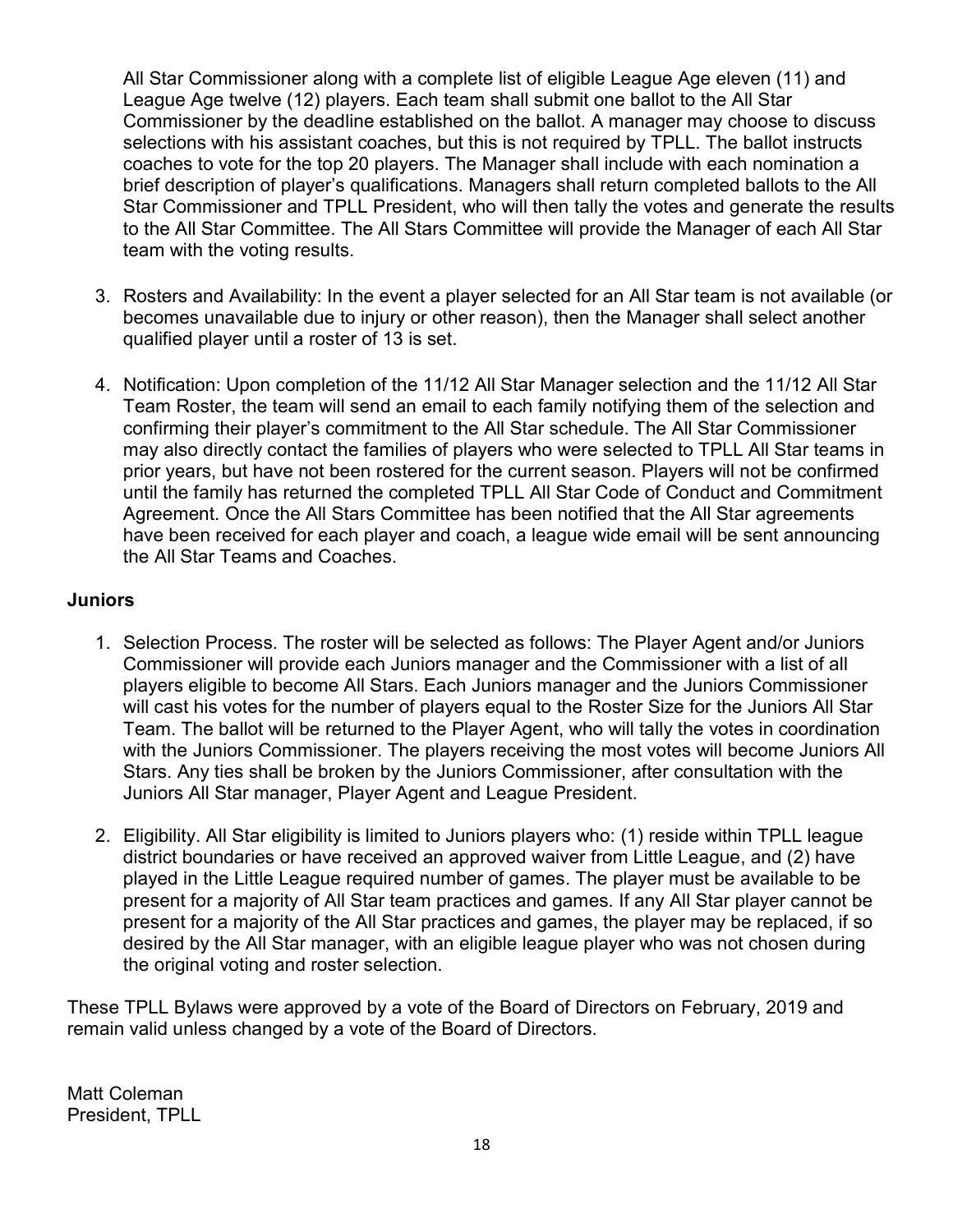All Star Commissioner along with a complete list of eligible League Age eleven (11) and League Age twelve (12) players. Each team shall submit one ballot to the All Star Commissioner by the deadline established on the ballot. A manager may choose to discuss selections with his assistant coaches, but this is not required by TPLL. The ballot instructs coaches to vote for the top 20 players. The Manager shall include with each nomination a brief description of player's qualifications. Managers shall return completed ballots to the All Star Commissioner and TPLL President, who will then tally the votes and generate the results to the All Star Committee. The All Stars Committee will provide the Manager of each All Star team with the voting results.

3. Rosters and Availability: In the event a player selected for an All Star team is not available (or becomes unavailable due to injury or other reason), then the Manager shall select another qualified player until a roster of 13 is set.

4. Notification: Upon completion of the 11/12 All Star Manager selection and the 11/12 All Star Team Roster, the team will send an email to each family notifying them of the selection and confirming their player's commitment to the All Star schedule. The All Star Commissioner may also directly contact the families of players who were selected to TPLL All Star teams in prior years, but have not been rostered for the current season. Players will not be confirmed until the family has returned the completed TPLL All Star Code of Conduct and Commitment Agreement. Once the All Stars Committee has been notified that the All Star agreements have been received for each player and coach, a league wide email will be sent announcing the All Star Teams and Coaches.

**Juniors**

1. Selection Process. The roster will be selected as follows: The Player Agent and/or Juniors Commissioner will provide each Juniors manager and the Commissioner with a list of all players eligible to become All Stars. Each Juniors manager and the Juniors Commissioner will cast his votes for the number of players equal to the Roster Size for the Juniors All Star Team. The ballot will be returned to the Player Agent, who will tally the votes in coordination with the Juniors Commissioner. The players receiving the most votes will become Juniors All Stars. Any ties shall be broken by the Juniors Commissioner, after consultation with the Juniors All Star manager, Player Agent and League President.

2. Eligibility. All Star eligibility is limited to Juniors players who: (1) reside within TPLL league district boundaries or have received an approved waiver from Little League, and (2) have played in the Little League required number of games. The player must be available to be present for a majority of All Star team practices and games. If any All Star player cannot be present for a majority of the All Star practices and games, the player may be replaced, if so desired by the All Star manager, with an eligible league player who was not chosen during the original voting and roster selection.

These TPLL Bylaws were approved by a vote of the Board of Directors on February, 2019 and remain valid unless changed by a vote of the Board of Directors.

Matt Coleman
President, TPLL